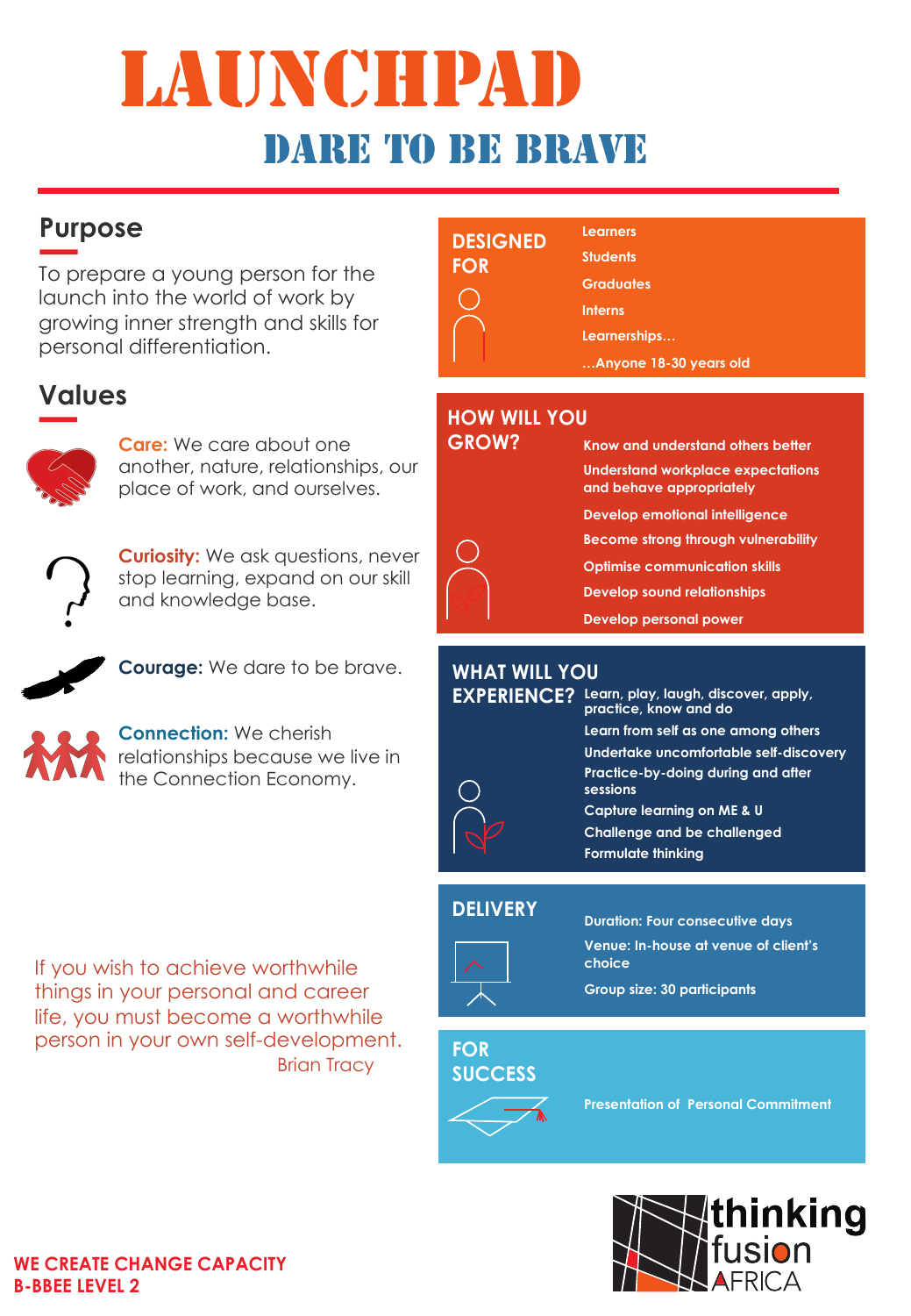# LAUNCHPAD

## DARE TO BE BRAVE

## Purpose

To prepare a young person for the launch into the world of work by growing inner strength and skills for personal differentiation.

## Values

**Care:** We care about one another, nature, relationships, our place of work, and ourselves.

**Curiosity:** We ask questions, never stop learning, expand on our skill and knowledge base.

**Courage:** We dare to be brave.

**Connection:** We cherish relationships because we live in the Connection Economy.

If you wish to achieve worthwhile things in your personal and career life, you must become a worthwhile person in your own self-development.
Brian Tracy

### DESIGNED FOR

- Learners
- Students
- Graduates
- Interns
- Learnerships…
- …Anyone 18-30 years old

### HOW WILL YOU GROW?

- Know and understand others better
- Understand workplace expectations and behave appropriately
- Develop emotional intelligence
- Become strong through vulnerability
- Optimise communication skills
- Develop sound relationships
- Develop personal power

### WHAT WILL YOU EXPERIENCE?

- Learn, play, laugh, discover, apply, practice, know and do
- Learn from self as one among others
- Undertake uncomfortable self-discovery
- Practice-by-doing during and after sessions
- Capture learning on ME & U
- Challenge and be challenged
- Formulate thinking

### DELIVERY

- Duration: Four consecutive days
- Venue: In-house at venue of client's choice
- Group size: 30 participants

### FOR SUCCESS

- Presentation of Personal Commitment

**WE CREATE CHANGE CAPACITY**
**B-BBEE LEVEL 2**

thinking fusion AFRICA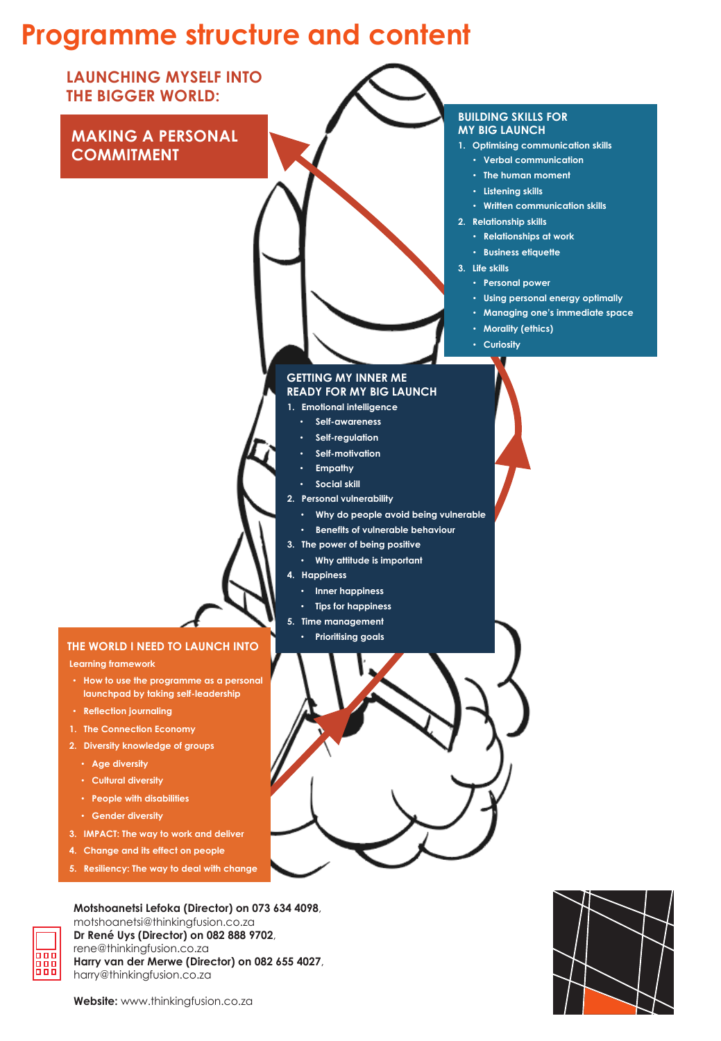# Programme structure and content

## LAUNCHING MYSELF INTO THE BIGGER WORLD:

## MAKING A PERSONAL COMMITMENT

### BUILDING SKILLS FOR MY BIG LAUNCH

1. Optimising communication skills
   - Verbal communication
   - The human moment
   - Listening skills
   - Written communication skills
2. Relationship skills
   - Relationships at work
   - Business etiquette
3. Life skills
   - Personal power
   - Using personal energy optimally
   - Managing one's immediate space
   - Morality (ethics)
   - Curiosity

### GETTING MY INNER ME READY FOR MY BIG LAUNCH

1. Emotional intelligence
   - Self-awareness
   - Self-regulation
   - Self-motivation
   - Empathy
   - Social skill
2. Personal vulnerability
   - Why do people avoid being vulnerable
   - Benefits of vulnerable behaviour
3. The power of being positive
   - Why attitude is important
4. Happiness
   - Inner happiness
   - Tips for happiness
5. Time management
   - Prioritising goals

### THE WORLD I NEED TO LAUNCH INTO

Learning framework

- How to use the programme as a personal launchpad by taking self-leadership
- Reflection journaling

1. The Connection Economy
2. Diversity knowledge of groups
   - Age diversity
   - Cultural diversity
   - People with disabilities
   - Gender diversity
3. IMPACT: The way to work and deliver
4. Change and its effect on people
5. Resiliency: The way to deal with change

**Motshoanetsi Lefoka (Director) on 073 634 4098**, motshoanetsi@thinkingfusion.co.za
**Dr René Uys (Director) on 082 888 9702**, rene@thinkingfusion.co.za
**Harry van der Merwe (Director) on 082 655 4027**, harry@thinkingfusion.co.za

**Website:** www.thinkingfusion.co.za